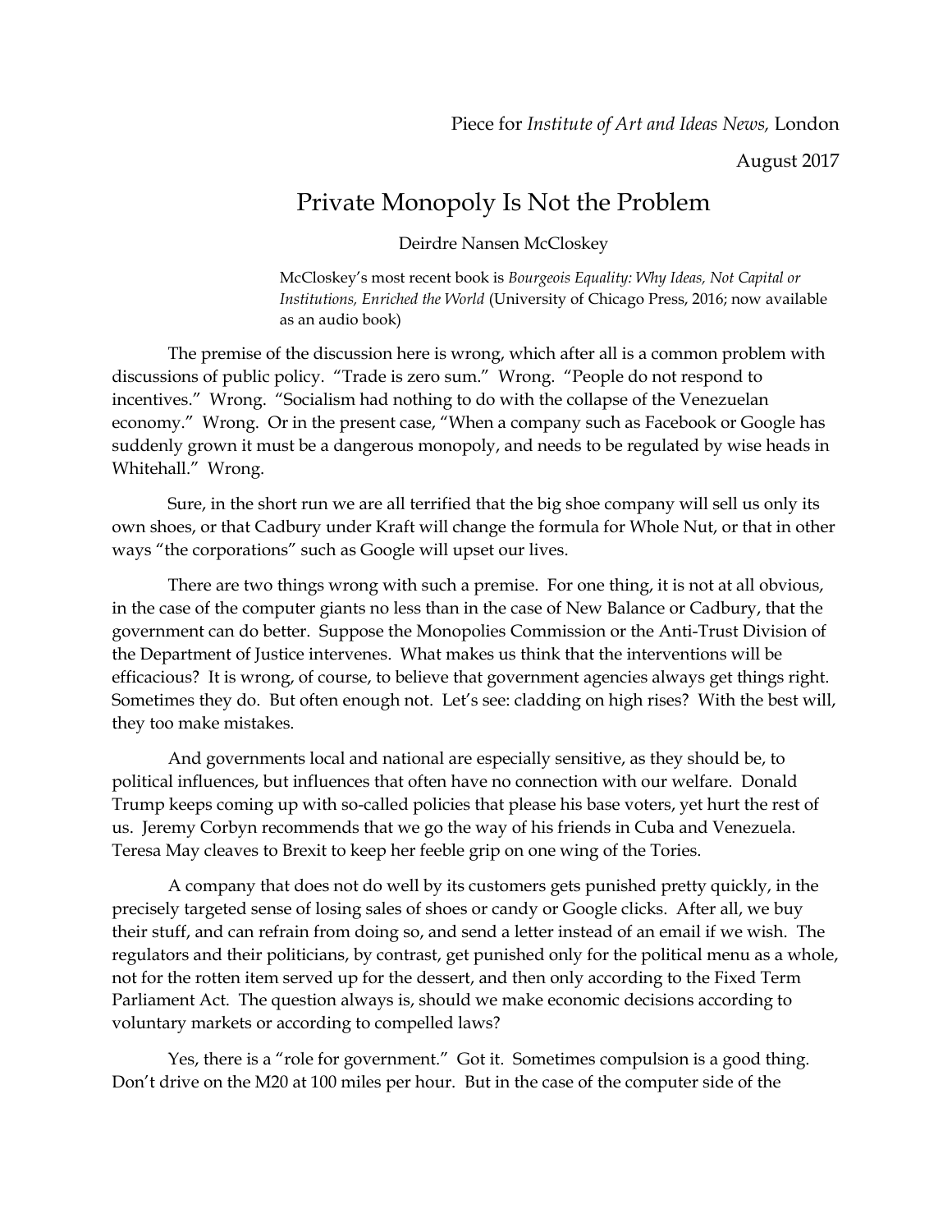Piece for *Institute of Art and Ideas News,* London

August 2017

# Private Monopoly Is Not the Problem

Deirdre Nansen McCloskey

McCloskey's most recent book is *Bourgeois Equality: Why Ideas, Not Capital or Institutions, Enriched the World* (University of Chicago Press, 2016; now available as an audio book)

The premise of the discussion here is wrong, which after all is a common problem with discussions of public policy. "Trade is zero sum." Wrong. "People do not respond to incentives." Wrong. "Socialism had nothing to do with the collapse of the Venezuelan economy." Wrong. Or in the present case, "When a company such as Facebook or Google has suddenly grown it must be a dangerous monopoly, and needs to be regulated by wise heads in Whitehall." Wrong.

Sure, in the short run we are all terrified that the big shoe company will sell us only its own shoes, or that Cadbury under Kraft will change the formula for Whole Nut, or that in other ways "the corporations" such as Google will upset our lives.

There are two things wrong with such a premise. For one thing, it is not at all obvious, in the case of the computer giants no less than in the case of New Balance or Cadbury, that the government can do better. Suppose the Monopolies Commission or the Anti-Trust Division of the Department of Justice intervenes. What makes us think that the interventions will be efficacious? It is wrong, of course, to believe that government agencies always get things right. Sometimes they do. But often enough not. Let's see: cladding on high rises? With the best will, they too make mistakes.

And governments local and national are especially sensitive, as they should be, to political influences, but influences that often have no connection with our welfare. Donald Trump keeps coming up with so-called policies that please his base voters, yet hurt the rest of us. Jeremy Corbyn recommends that we go the way of his friends in Cuba and Venezuela. Teresa May cleaves to Brexit to keep her feeble grip on one wing of the Tories.

A company that does not do well by its customers gets punished pretty quickly, in the precisely targeted sense of losing sales of shoes or candy or Google clicks. After all, we buy their stuff, and can refrain from doing so, and send a letter instead of an email if we wish. The regulators and their politicians, by contrast, get punished only for the political menu as a whole, not for the rotten item served up for the dessert, and then only according to the Fixed Term Parliament Act. The question always is, should we make economic decisions according to voluntary markets or according to compelled laws?

Yes, there is a "role for government." Got it. Sometimes compulsion is a good thing. Don't drive on the M20 at 100 miles per hour. But in the case of the computer side of the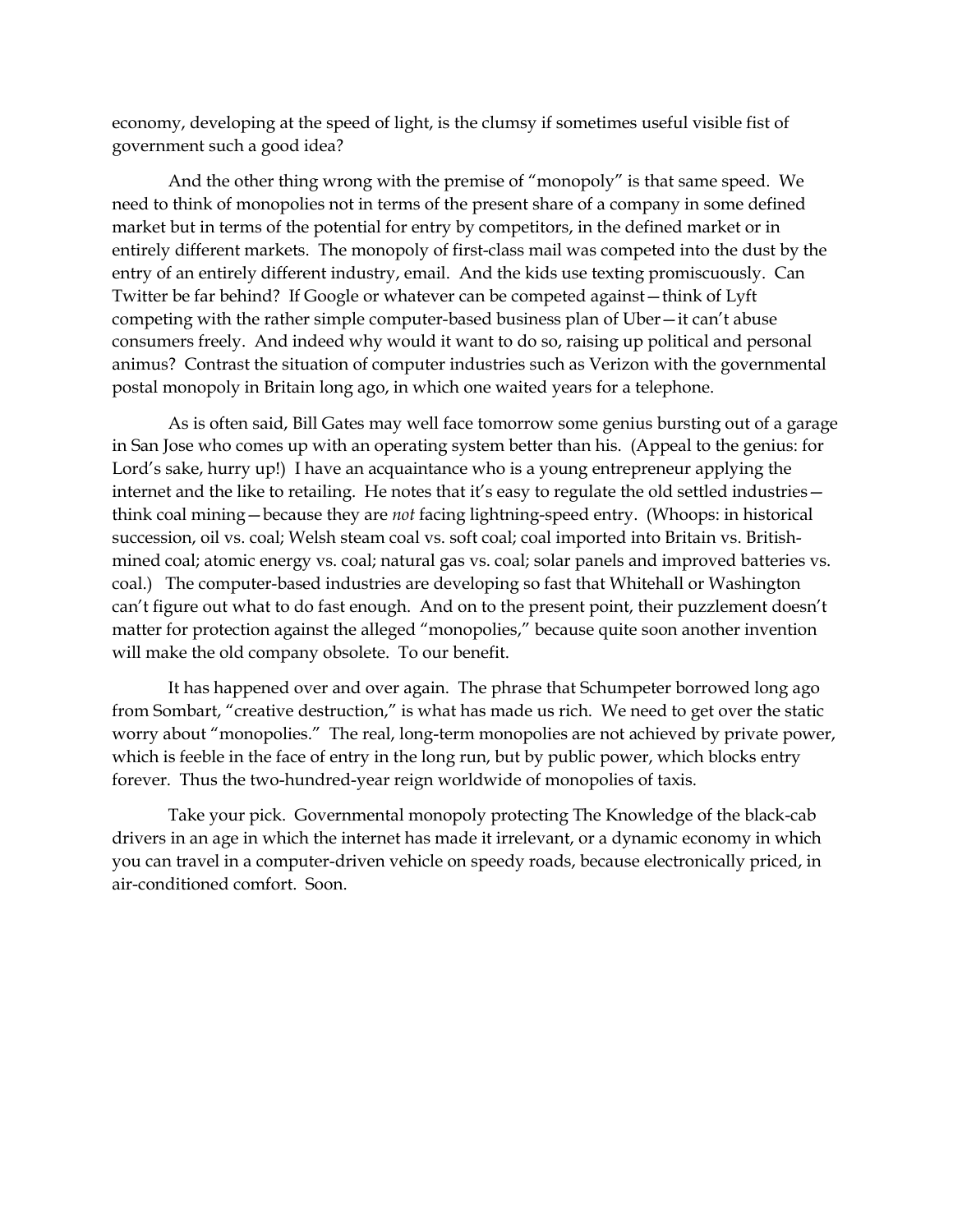economy, developing at the speed of light, is the clumsy if sometimes useful visible fist of government such a good idea?

And the other thing wrong with the premise of "monopoly" is that same speed. We need to think of monopolies not in terms of the present share of a company in some defined market but in terms of the potential for entry by competitors, in the defined market or in entirely different markets. The monopoly of first-class mail was competed into the dust by the entry of an entirely different industry, email. And the kids use texting promiscuously. Can Twitter be far behind? If Google or whatever can be competed against—think of Lyft competing with the rather simple computer-based business plan of Uber—it can't abuse consumers freely. And indeed why would it want to do so, raising up political and personal animus? Contrast the situation of computer industries such as Verizon with the governmental postal monopoly in Britain long ago, in which one waited years for a telephone.

As is often said, Bill Gates may well face tomorrow some genius bursting out of a garage in San Jose who comes up with an operating system better than his. (Appeal to the genius: for Lord's sake, hurry up!) I have an acquaintance who is a young entrepreneur applying the internet and the like to retailing. He notes that it's easy to regulate the old settled industries—think coal mining—because they are *not* facing lightning-speed entry. (Whoops: in historical succession, oil vs. coal; Welsh steam coal vs. soft coal; coal imported into Britain vs. British-mined coal; atomic energy vs. coal; natural gas vs. coal; solar panels and improved batteries vs. coal.) The computer-based industries are developing so fast that Whitehall or Washington can't figure out what to do fast enough. And on to the present point, their puzzlement doesn't matter for protection against the alleged "monopolies," because quite soon another invention will make the old company obsolete. To our benefit.

It has happened over and over again. The phrase that Schumpeter borrowed long ago from Sombart, "creative destruction," is what has made us rich. We need to get over the static worry about "monopolies." The real, long-term monopolies are not achieved by private power, which is feeble in the face of entry in the long run, but by public power, which blocks entry forever. Thus the two-hundred-year reign worldwide of monopolies of taxis.

Take your pick. Governmental monopoly protecting The Knowledge of the black-cab drivers in an age in which the internet has made it irrelevant, or a dynamic economy in which you can travel in a computer-driven vehicle on speedy roads, because electronically priced, in air-conditioned comfort. Soon.